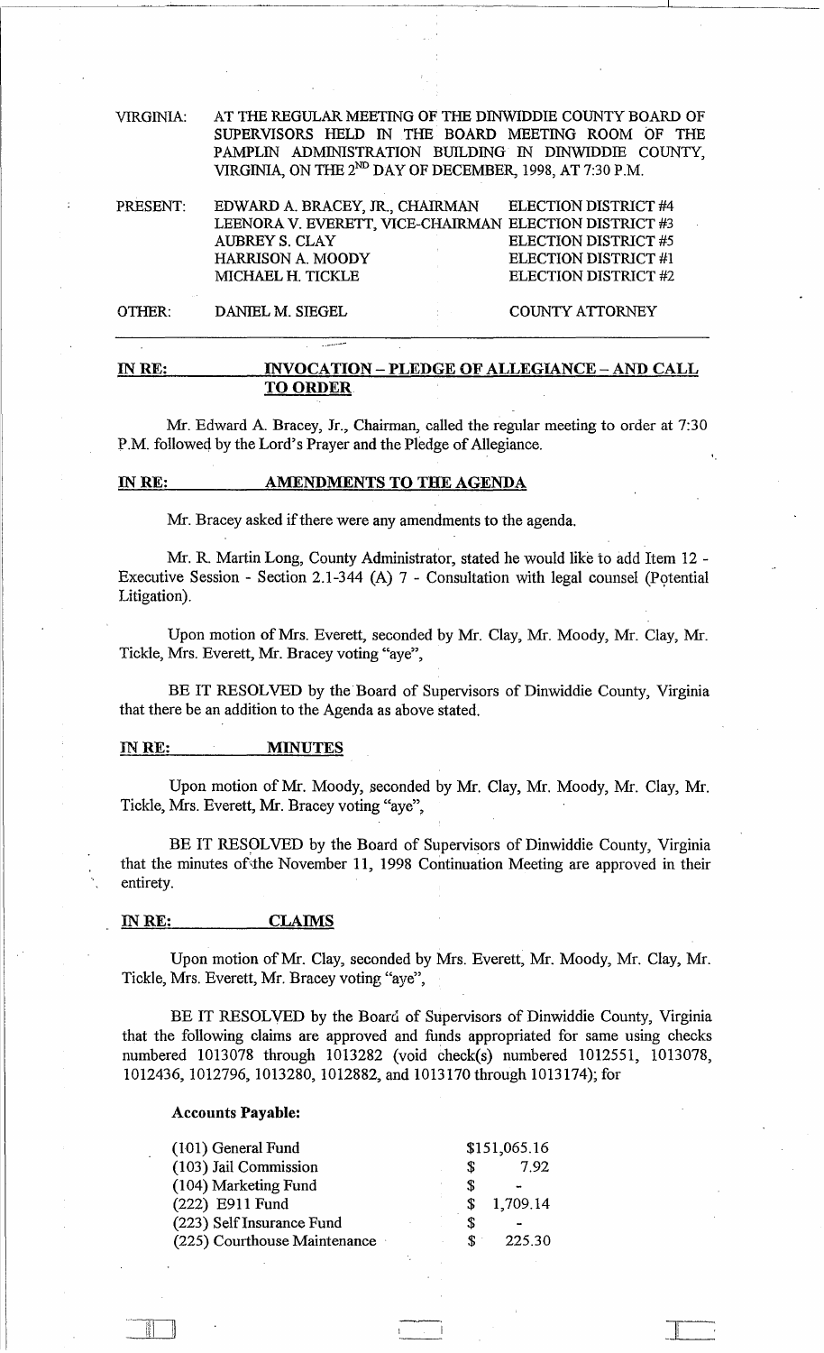VIRGINIA: AT THE REGULAR MEETING OF THE DINWIDDIE COUNTY BOARD OF SUPERVISORS HELD IN THE BOARD MEETING ROOM OF THE PAMPLIN ADMINISTRATION BUILDING IN DINWIDDIE COUNTY, VIRGINIA, ON THE 2ND DAY OF DECEMBER, 1998, AT 7:30 P.M.

| | | |
|---|---|---|
| PRESENT: | EDWARD A. BRACEY, JR., CHAIRMAN | ELECTION DISTRICT #4 |
| | LEENORA V. EVERETT, VICE-CHAIRMAN | ELECTION DISTRICT #3 |
| | AUBREY S. CLAY | ELECTION DISTRICT #5 |
| | HARRISON A. MOODY | ELECTION DISTRICT #1 |
| | MICHAEL H. TICKLE | ELECTION DISTRICT #2 |
| OTHER: | DANIEL M. SIEGEL | COUNTY ATTORNEY |

**IN RE: INVOCATION – PLEDGE OF ALLEGIANCE – AND CALL TO ORDER**

Mr. Edward A. Bracey, Jr., Chairman, called the regular meeting to order at 7:30 P.M. followed by the Lord's Prayer and the Pledge of Allegiance.

**IN RE: AMENDMENTS TO THE AGENDA**

Mr. Bracey asked if there were any amendments to the agenda.

Mr. R. Martin Long, County Administrator, stated he would like to add Item 12 - Executive Session - Section 2.1-344 (A) 7 - Consultation with legal counsel (Potential Litigation).

Upon motion of Mrs. Everett, seconded by Mr. Clay, Mr. Moody, Mr. Clay, Mr. Tickle, Mrs. Everett, Mr. Bracey voting "aye",

BE IT RESOLVED by the Board of Supervisors of Dinwiddie County, Virginia that there be an addition to the Agenda as above stated.

**IN RE: MINUTES**

Upon motion of Mr. Moody, seconded by Mr. Clay, Mr. Moody, Mr. Clay, Mr. Tickle, Mrs. Everett, Mr. Bracey voting "aye",

BE IT RESOLVED by the Board of Supervisors of Dinwiddie County, Virginia that the minutes of the November 11, 1998 Continuation Meeting are approved in their entirety.

**IN RE: CLAIMS**

Upon motion of Mr. Clay, seconded by Mrs. Everett, Mr. Moody, Mr. Clay, Mr. Tickle, Mrs. Everett, Mr. Bracey voting "aye",

BE IT RESOLVED by the Board of Supervisors of Dinwiddie County, Virginia that the following claims are approved and funds appropriated for same using checks numbered 1013078 through 1013282 (void check(s) numbered 1012551, 1013078, 1012436, 1012796, 1013280, 1012882, and 1013170 through 1013174); for

**Accounts Payable:**

| | |
|---|---|
| (101) General Fund | $151,065.16 |
| (103) Jail Commission | $ 7.92 |
| (104) Marketing Fund | $ - |
| (222) E911 Fund | $ 1,709.14 |
| (223) Self Insurance Fund | $ - |
| (225) Courthouse Maintenance | $ 225.30 |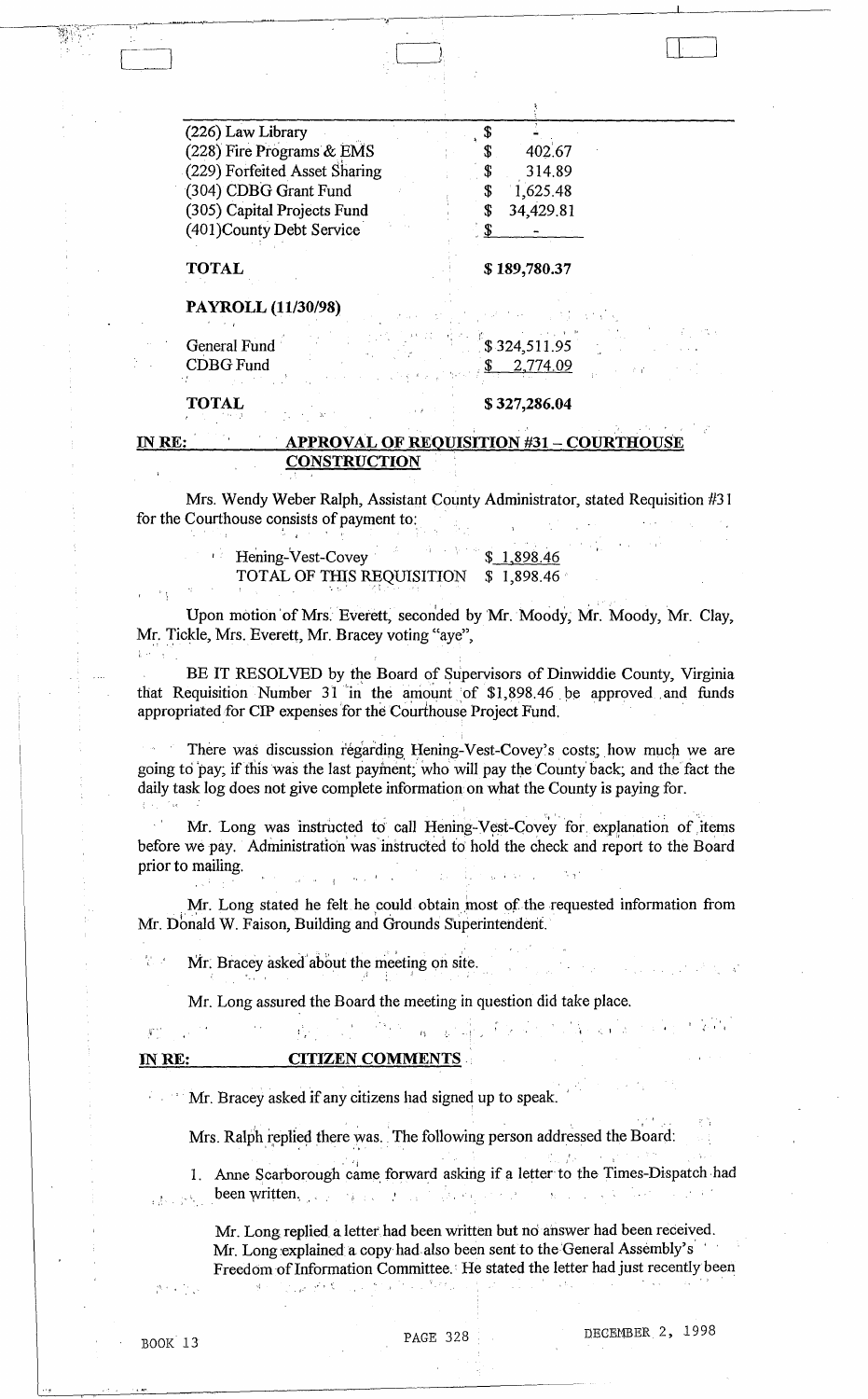| | |
|---|---|
| (226) Law Library | $ - |
| (228) Fire Programs & EMS | $ 402.67 |
| (229) Forfeited Asset Sharing | $ 314.89 |
| (304) CDBG Grant Fund | $ 1,625.48 |
| (305) Capital Projects Fund | $ 34,429.81 |
| (401)County Debt Service | $ - |
| **TOTAL** | **$ 189,780.37** |

**PAYROLL (11/30/98)**

| | |
|---|---|
| General Fund | $ 324,511.95 |
| CDBG Fund | $ 2,774.09 |
| **TOTAL** | **$ 327,286.04** |

**IN RE: APPROVAL OF REQUISITION #31 – COURTHOUSE CONSTRUCTION**

Mrs. Wendy Weber Ralph, Assistant County Administrator, stated Requisition #31 for the Courthouse consists of payment to:

| | |
|---|---|
| Hening-Vest-Covey | $ 1,898.46 |
| TOTAL OF THIS REQUISITION | $ 1,898.46 |

Upon motion of Mrs. Everett, seconded by Mr. Moody, Mr. Moody, Mr. Clay, Mr. Tickle, Mrs. Everett, Mr. Bracey voting "aye",

BE IT RESOLVED by the Board of Supervisors of Dinwiddie County, Virginia that Requisition Number 31 in the amount of $1,898.46 be approved and funds appropriated for CIP expenses for the Courthouse Project Fund.

There was discussion regarding Hening-Vest-Covey's costs; how much we are going to pay; if this was the last payment; who will pay the County back; and the fact the daily task log does not give complete information on what the County is paying for.

Mr. Long was instructed to call Hening-Vest-Covey for explanation of items before we pay. Administration was instructed to hold the check and report to the Board prior to mailing.

Mr. Long stated he felt he could obtain most of the requested information from Mr. Donald W. Faison, Building and Grounds Superintendent.

Mr. Bracey asked about the meeting on site.

Mr. Long assured the Board the meeting in question did take place.

**IN RE: CITIZEN COMMENTS**

Mr. Bracey asked if any citizens had signed up to speak.

Mrs. Ralph replied there was. The following person addressed the Board:

1. Anne Scarborough came forward asking if a letter to the Times-Dispatch had been written.

   Mr. Long replied a letter had been written but no answer had been received. Mr. Long explained a copy had also been sent to the General Assembly's Freedom of Information Committee. He stated the letter had just recently been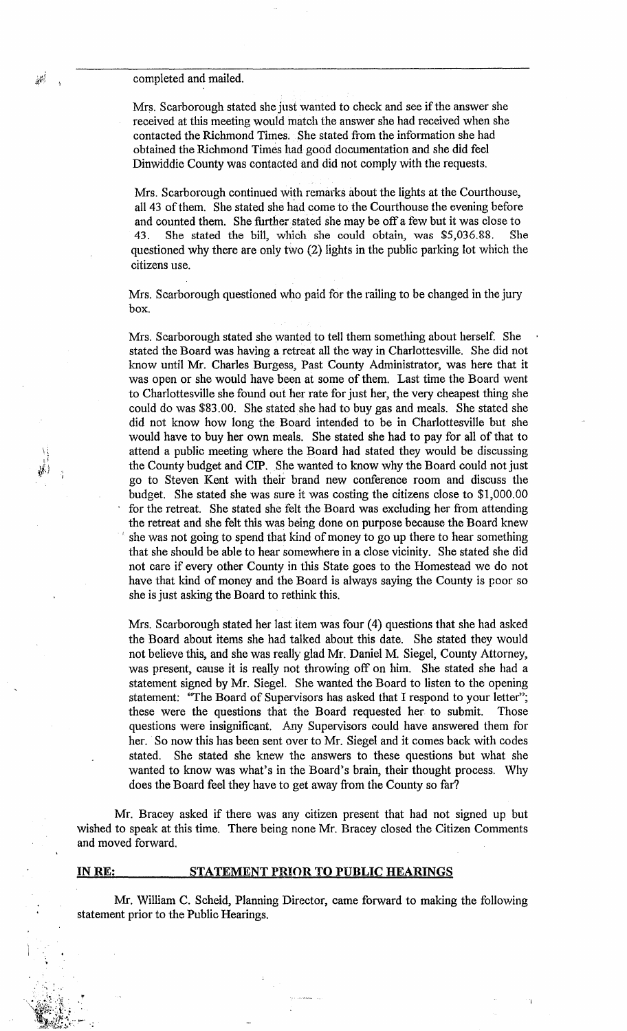completed and mailed.

Mrs. Scarborough stated she just wanted to check and see if the answer she received at this meeting would match the answer she had received when she contacted the Richmond Times. She stated from the information she had obtained the Richmond Times had good documentation and she did feel Dinwiddie County was contacted and did not comply with the requests.

Mrs. Scarborough continued with remarks about the lights at the Courthouse, all 43 of them. She stated she had come to the Courthouse the evening before and counted them. She further stated she may be off a few but it was close to 43. She stated the bill, which she could obtain, was $5,036.88. She questioned why there are only two (2) lights in the public parking lot which the citizens use.

Mrs. Scarborough questioned who paid for the railing to be changed in the jury box.

Mrs. Scarborough stated she wanted to tell them something about herself. She stated the Board was having a retreat all the way in Charlottesville. She did not know until Mr. Charles Burgess, Past County Administrator, was here that it was open or she would have been at some of them. Last time the Board went to Charlottesville she found out her rate for just her, the very cheapest thing she could do was $83.00. She stated she had to buy gas and meals. She stated she did not know how long the Board intended to be in Charlottesville but she would have to buy her own meals. She stated she had to pay for all of that to attend a public meeting where the Board had stated they would be discussing the County budget and CIP. She wanted to know why the Board could not just go to Steven Kent with their brand new conference room and discuss the budget. She stated she was sure it was costing the citizens close to $1,000.00 for the retreat. She stated she felt the Board was excluding her from attending the retreat and she felt this was being done on purpose because the Board knew she was not going to spend that kind of money to go up there to hear something that she should be able to hear somewhere in a close vicinity. She stated she did not care if every other County in this State goes to the Homestead we do not have that kind of money and the Board is always saying the County is poor so she is just asking the Board to rethink this.

Mrs. Scarborough stated her last item was four (4) questions that she had asked the Board about items she had talked about this date. She stated they would not believe this, and she was really glad Mr. Daniel M. Siegel, County Attorney, was present, cause it is really not throwing off on him. She stated she had a statement signed by Mr. Siegel. She wanted the Board to listen to the opening statement: "The Board of Supervisors has asked that I respond to your letter"; these were the questions that the Board requested her to submit. Those questions were insignificant. Any Supervisors could have answered them for her. So now this has been sent over to Mr. Siegel and it comes back with codes stated. She stated she knew the answers to these questions but what she wanted to know was what's in the Board's brain, their thought process. Why does the Board feel they have to get away from the County so far?

Mr. Bracey asked if there was any citizen present that had not signed up but wished to speak at this time. There being none Mr. Bracey closed the Citizen Comments and moved forward.

**IN RE: STATEMENT PRIOR TO PUBLIC HEARINGS**

Mr. William C. Scheid, Planning Director, came forward to making the following statement prior to the Public Hearings.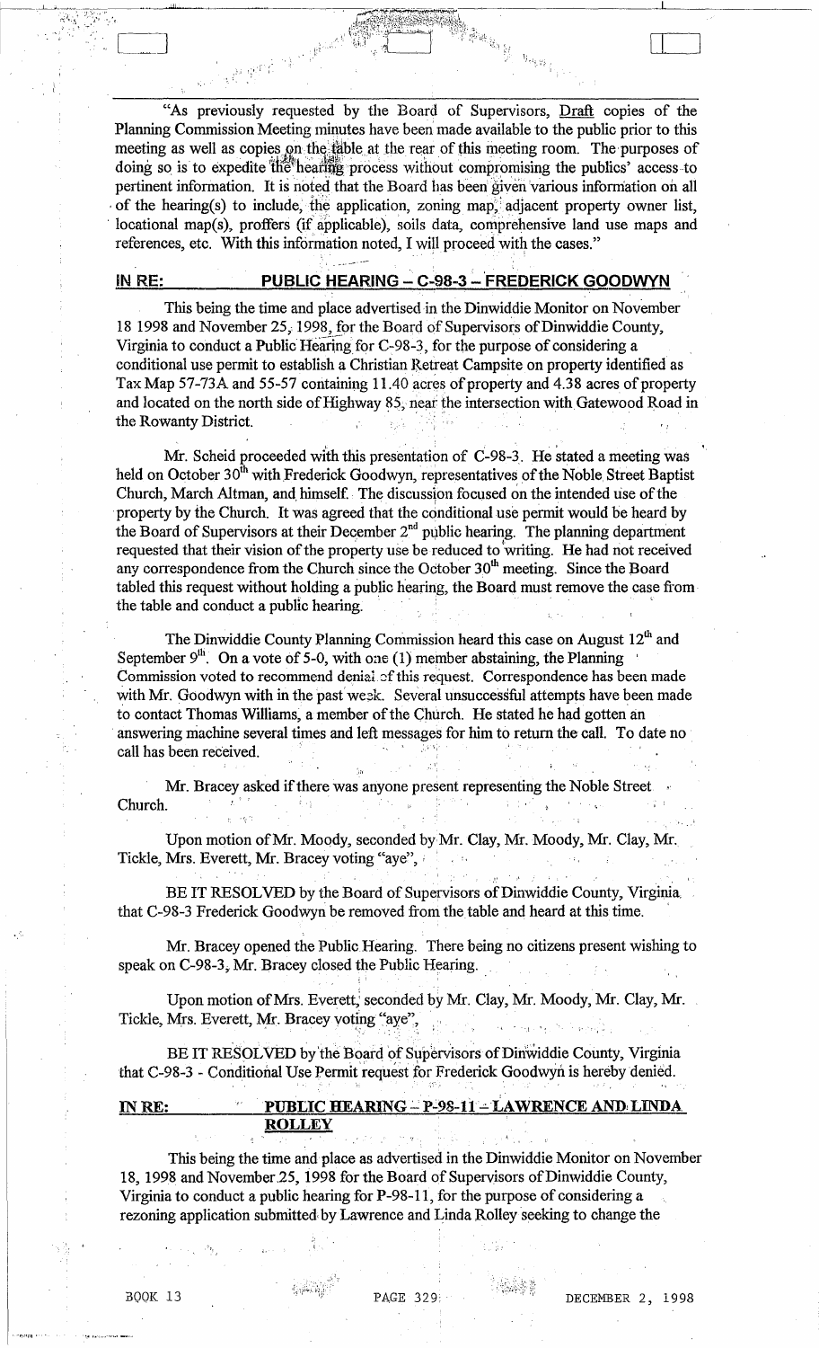"As previously requested by the Board of Supervisors, Draft copies of the Planning Commission Meeting minutes have been made available to the public prior to this meeting as well as copies on the table at the rear of this meeting room. The purposes of doing so is to expedite the hearing process without compromising the publics' access to pertinent information. It is noted that the Board has been given various information on all of the hearing(s) to include, the application, zoning map, adjacent property owner list, locational map(s), proffers (if applicable), soils data, comprehensive land use maps and references, etc. With this information noted, I will proceed with the cases."

## IN RE: PUBLIC HEARING – C-98-3 – FREDERICK GOODWYN

This being the time and place advertised in the Dinwiddie Monitor on November 18 1998 and November 25, 1998, for the Board of Supervisors of Dinwiddie County, Virginia to conduct a Public Hearing for C-98-3, for the purpose of considering a conditional use permit to establish a Christian Retreat Campsite on property identified as Tax Map 57-73A and 55-57 containing 11.40 acres of property and 4.38 acres of property and located on the north side of Highway 85, near the intersection with Gatewood Road in the Rowanty District.

Mr. Scheid proceeded with this presentation of C-98-3. He stated a meeting was held on October 30th with Frederick Goodwyn, representatives of the Noble Street Baptist Church, March Altman, and himself. The discussion focused on the intended use of the property by the Church. It was agreed that the conditional use permit would be heard by the Board of Supervisors at their December 2nd public hearing. The planning department requested that their vision of the property use be reduced to writing. He had not received any correspondence from the Church since the October 30th meeting. Since the Board tabled this request without holding a public hearing, the Board must remove the case from the table and conduct a public hearing.

The Dinwiddie County Planning Commission heard this case on August 12th and September 9th. On a vote of 5-0, with one (1) member abstaining, the Planning Commission voted to recommend denial of this request. Correspondence has been made with Mr. Goodwyn with in the past week. Several unsuccessful attempts have been made to contact Thomas Williams, a member of the Church. He stated he had gotten an answering machine several times and left messages for him to return the call. To date no call has been received.

Mr. Bracey asked if there was anyone present representing the Noble Street Church.

Upon motion of Mr. Moody, seconded by Mr. Clay, Mr. Moody, Mr. Clay, Mr. Tickle, Mrs. Everett, Mr. Bracey voting "aye",

BE IT RESOLVED by the Board of Supervisors of Dinwiddie County, Virginia that C-98-3 Frederick Goodwyn be removed from the table and heard at this time.

Mr. Bracey opened the Public Hearing. There being no citizens present wishing to speak on C-98-3, Mr. Bracey closed the Public Hearing.

Upon motion of Mrs. Everett, seconded by Mr. Clay, Mr. Moody, Mr. Clay, Mr. Tickle, Mrs. Everett, Mr. Bracey voting "aye",

BE IT RESOLVED by the Board of Supervisors of Dinwiddie County, Virginia that C-98-3 - Conditional Use Permit request for Frederick Goodwyn is hereby denied.

## IN RE: PUBLIC HEARING – P-98-11 – LAWRENCE AND LINDA ROLLEY

This being the time and place as advertised in the Dinwiddie Monitor on November 18, 1998 and November 25, 1998 for the Board of Supervisors of Dinwiddie County, Virginia to conduct a public hearing for P-98-11, for the purpose of considering a rezoning application submitted by Lawrence and Linda Rolley seeking to change the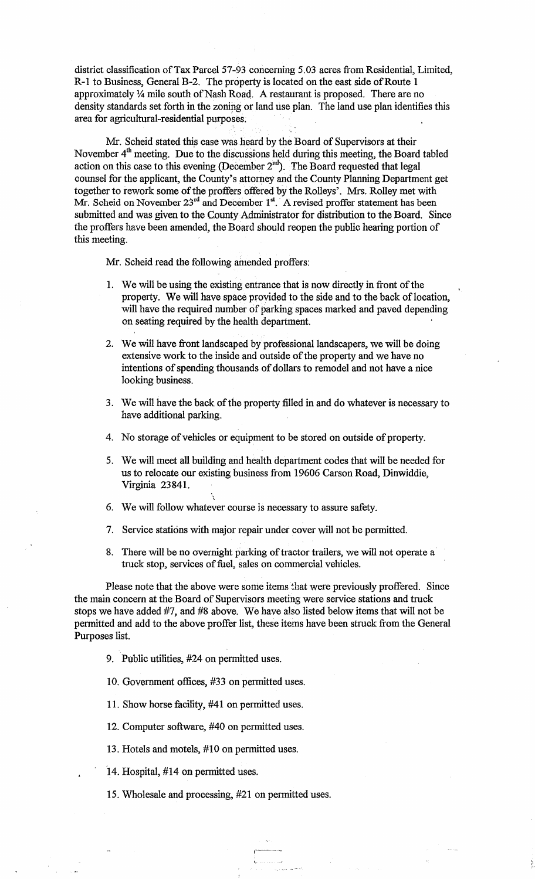district classification of Tax Parcel 57-93 concerning 5.03 acres from Residential, Limited, R-1 to Business, General B-2. The property is located on the east side of Route 1 approximately ¼ mile south of Nash Road. A restaurant is proposed. There are no density standards set forth in the zoning or land use plan. The land use plan identifies this area for agricultural-residential purposes.

Mr. Scheid stated this case was heard by the Board of Supervisors at their November 4th meeting. Due to the discussions held during this meeting, the Board tabled action on this case to this evening (December 2nd). The Board requested that legal counsel for the applicant, the County's attorney and the County Planning Department get together to rework some of the proffers offered by the Rolleys'. Mrs. Rolley met with Mr. Scheid on November 23rd and December 1st. A revised proffer statement has been submitted and was given to the County Administrator for distribution to the Board. Since the proffers have been amended, the Board should reopen the public hearing portion of this meeting.

Mr. Scheid read the following amended proffers:

1. We will be using the existing entrance that is now directly in front of the property. We will have space provided to the side and to the back of location, will have the required number of parking spaces marked and paved depending on seating required by the health department.
2. We will have front landscaped by professional landscapers, we will be doing extensive work to the inside and outside of the property and we have no intentions of spending thousands of dollars to remodel and not have a nice looking business.
3. We will have the back of the property filled in and do whatever is necessary to have additional parking.
4. No storage of vehicles or equipment to be stored on outside of property.
5. We will meet all building and health department codes that will be needed for us to relocate our existing business from 19606 Carson Road, Dinwiddie, Virginia 23841.
6. We will follow whatever course is necessary to assure safety.
7. Service stations with major repair under cover will not be permitted.
8. There will be no overnight parking of tractor trailers, we will not operate a truck stop, services of fuel, sales on commercial vehicles.

Please note that the above were some items that were previously proffered. Since the main concern at the Board of Supervisors meeting were service stations and truck stops we have added #7, and #8 above. We have also listed below items that will not be permitted and add to the above proffer list, these items have been struck from the General Purposes list.

9. Public utilities, #24 on permitted uses.
10. Government offices, #33 on permitted uses.
11. Show horse facility, #41 on permitted uses.
12. Computer software, #40 on permitted uses.
13. Hotels and motels, #10 on permitted uses.
14. Hospital, #14 on permitted uses.
15. Wholesale and processing, #21 on permitted uses.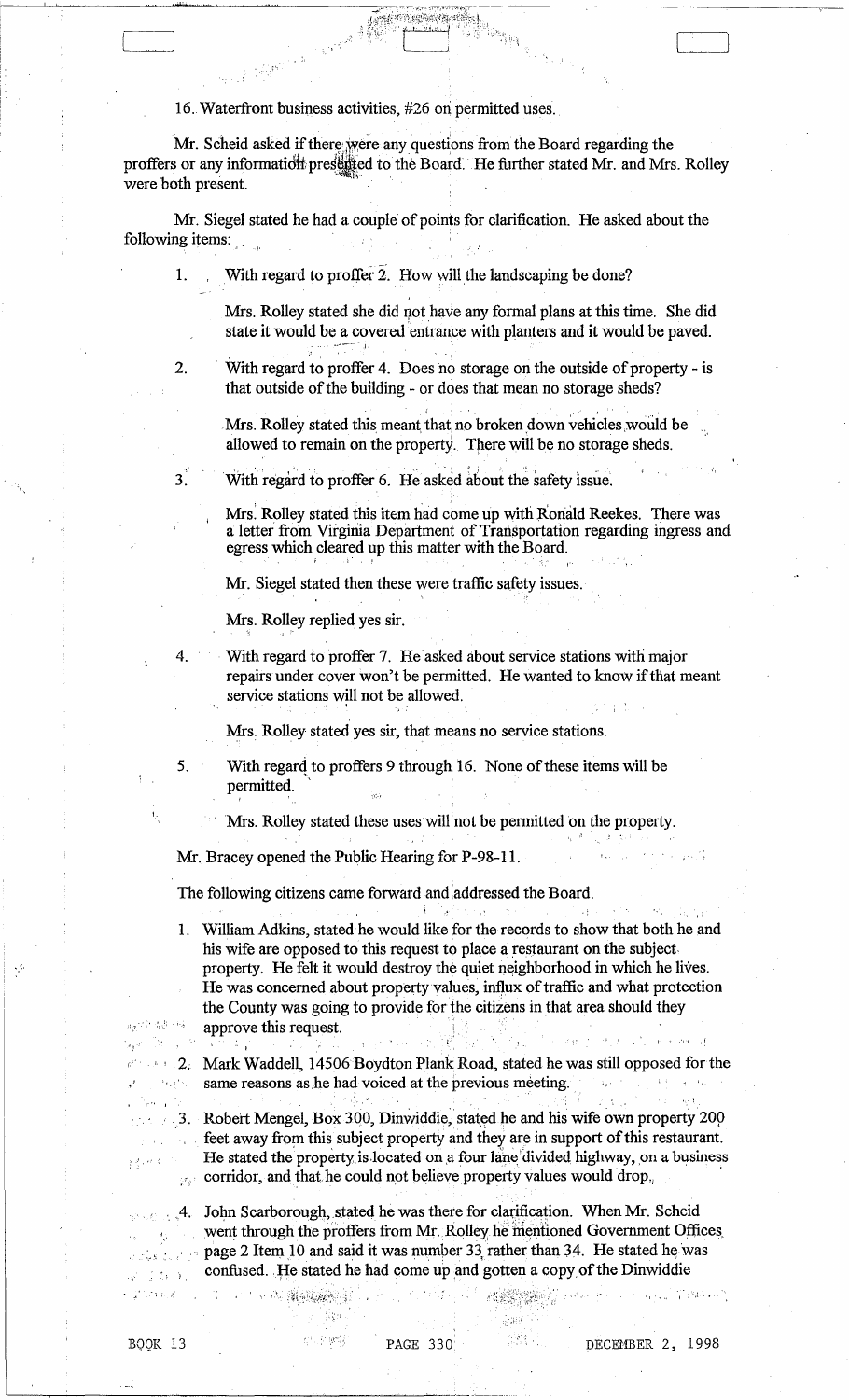16. Waterfront business activities, #26 on permitted uses.

Mr. Scheid asked if there were any questions from the Board regarding the proffers or any information presented to the Board. He further stated Mr. and Mrs. Rolley were both present.

Mr. Siegel stated he had a couple of points for clarification. He asked about the following items:

1. With regard to proffer 2. How will the landscaping be done?

   Mrs. Rolley stated she did not have any formal plans at this time. She did state it would be a covered entrance with planters and it would be paved.

2. With regard to proffer 4. Does no storage on the outside of property - is that outside of the building - or does that mean no storage sheds?

   Mrs. Rolley stated this meant that no broken down vehicles would be allowed to remain on the property. There will be no storage sheds.

3. With regard to proffer 6. He asked about the safety issue.

   Mrs. Rolley stated this item had come up with Ronald Reekes. There was a letter from Virginia Department of Transportation regarding ingress and egress which cleared up this matter with the Board.

   Mr. Siegel stated then these were traffic safety issues.

   Mrs. Rolley replied yes sir.

4. With regard to proffer 7. He asked about service stations with major repairs under cover won't be permitted. He wanted to know if that meant service stations will not be allowed.

   Mrs. Rolley stated yes sir, that means no service stations.

5. With regard to proffers 9 through 16. None of these items will be permitted.

   Mrs. Rolley stated these uses will not be permitted on the property.

Mr. Bracey opened the Public Hearing for P-98-11.

The following citizens came forward and addressed the Board.

1. William Adkins, stated he would like for the records to show that both he and his wife are opposed to this request to place a restaurant on the subject property. He felt it would destroy the quiet neighborhood in which he lives. He was concerned about property values, influx of traffic and what protection the County was going to provide for the citizens in that area should they approve this request.

2. Mark Waddell, 14506 Boydton Plank Road, stated he was still opposed for the same reasons as he had voiced at the previous meeting.

3. Robert Mengel, Box 300, Dinwiddie, stated he and his wife own property 200 feet away from this subject property and they are in support of this restaurant. He stated the property is located on a four lane divided highway, on a business corridor, and that he could not believe property values would drop.

4. John Scarborough, stated he was there for clarification. When Mr. Scheid went through the proffers from Mr. Rolley he mentioned Government Offices page 2 Item 10 and said it was number 33 rather than 34. He stated he was confused. He stated he had come up and gotten a copy of the Dinwiddie

BOOK 13 PAGE 330 DECEMBER 2, 1998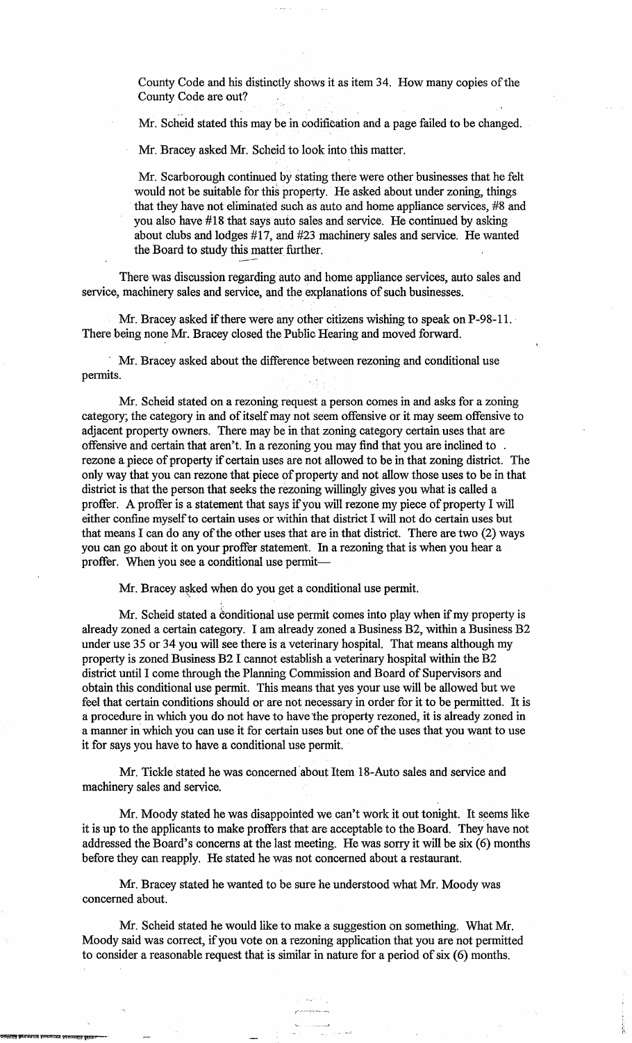County Code and his distinctly shows it as item 34. How many copies of the County Code are out?

Mr. Scheid stated this may be in codification and a page failed to be changed.

Mr. Bracey asked Mr. Scheid to look into this matter.

Mr. Scarborough continued by stating there were other businesses that he felt would not be suitable for this property. He asked about under zoning, things that they have not eliminated such as auto and home appliance services, #8 and you also have #18 that says auto sales and service. He continued by asking about clubs and lodges #17, and #23 machinery sales and service. He wanted the Board to study this matter further.

There was discussion regarding auto and home appliance services, auto sales and service, machinery sales and service, and the explanations of such businesses.

Mr. Bracey asked if there were any other citizens wishing to speak on P-98-11. There being none Mr. Bracey closed the Public Hearing and moved forward.

Mr. Bracey asked about the difference between rezoning and conditional use permits.

Mr. Scheid stated on a rezoning request a person comes in and asks for a zoning category; the category in and of itself may not seem offensive or it may seem offensive to adjacent property owners. There may be in that zoning category certain uses that are offensive and certain that aren't. In a rezoning you may find that you are inclined to rezone a piece of property if certain uses are not allowed to be in that zoning district. The only way that you can rezone that piece of property and not allow those uses to be in that district is that the person that seeks the rezoning willingly gives you what is called a proffer. A proffer is a statement that says if you will rezone my piece of property I will either confine myself to certain uses or within that district I will not do certain uses but that means I can do any of the other uses that are in that district. There are two (2) ways you can go about it on your proffer statement. In a rezoning that is when you hear a proffer. When you see a conditional use permit—

Mr. Bracey asked when do you get a conditional use permit.

Mr. Scheid stated a conditional use permit comes into play when if my property is already zoned a certain category. I am already zoned a Business B2, within a Business B2 under use 35 or 34 you will see there is a veterinary hospital. That means although my property is zoned Business B2 I cannot establish a veterinary hospital within the B2 district until I come through the Planning Commission and Board of Supervisors and obtain this conditional use permit. This means that yes your use will be allowed but we feel that certain conditions should or are not necessary in order for it to be permitted. It is a procedure in which you do not have to have the property rezoned, it is already zoned in a manner in which you can use it for certain uses but one of the uses that you want to use it for says you have to have a conditional use permit.

Mr. Tickle stated he was concerned about Item 18-Auto sales and service and machinery sales and service.

Mr. Moody stated he was disappointed we can't work it out tonight. It seems like it is up to the applicants to make proffers that are acceptable to the Board. They have not addressed the Board's concerns at the last meeting. He was sorry it will be six (6) months before they can reapply. He stated he was not concerned about a restaurant.

Mr. Bracey stated he wanted to be sure he understood what Mr. Moody was concerned about.

Mr. Scheid stated he would like to make a suggestion on something. What Mr. Moody said was correct, if you vote on a rezoning application that you are not permitted to consider a reasonable request that is similar in nature for a period of six (6) months.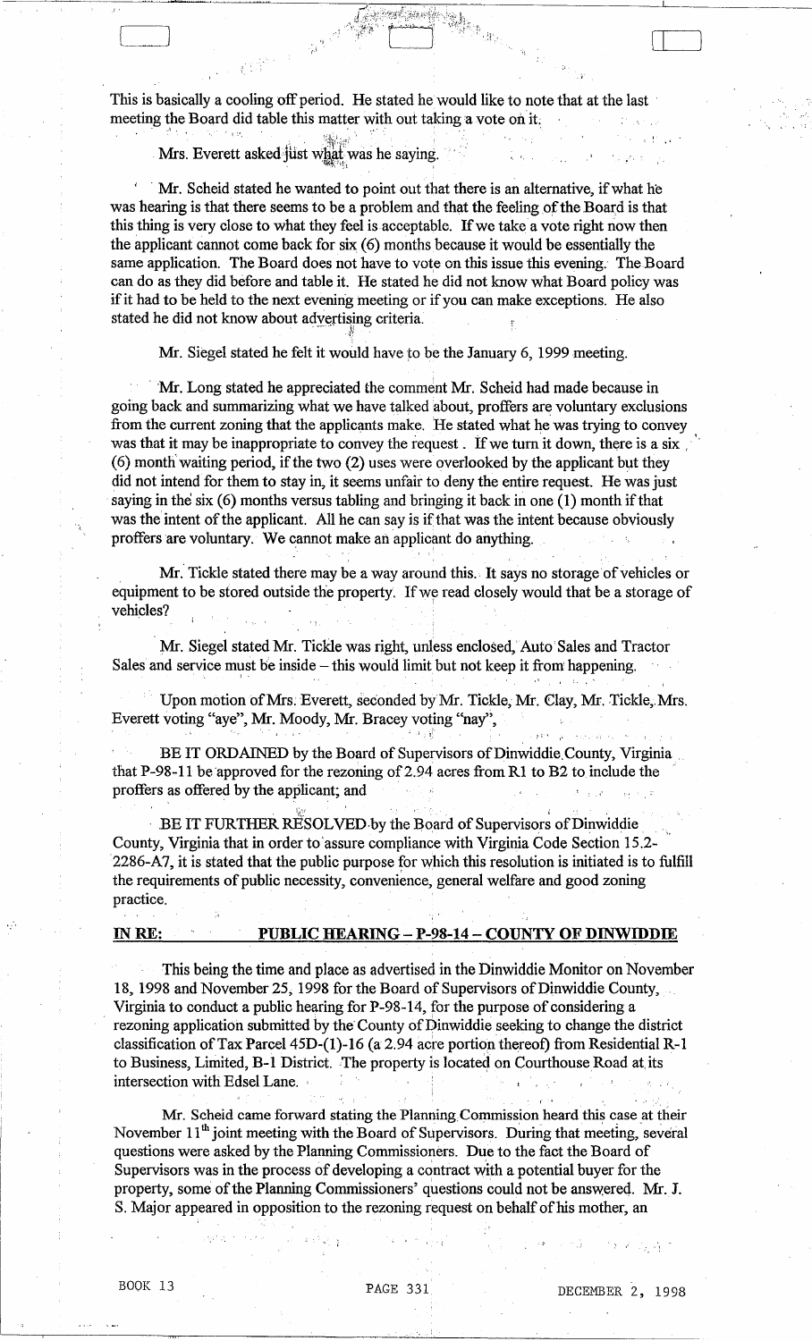This is basically a cooling off period. He stated he would like to note that at the last meeting the Board did table this matter with out taking a vote on it.

Mrs. Everett asked just what was he saying.

Mr. Scheid stated he wanted to point out that there is an alternative, if what he was hearing is that there seems to be a problem and that the feeling of the Board is that this thing is very close to what they feel is acceptable. If we take a vote right now then the applicant cannot come back for six (6) months because it would be essentially the same application. The Board does not have to vote on this issue this evening. The Board can do as they did before and table it. He stated he did not know what Board policy was if it had to be held to the next evening meeting or if you can make exceptions. He also stated he did not know about advertising criteria.

Mr. Siegel stated he felt it would have to be the January 6, 1999 meeting.

Mr. Long stated he appreciated the comment Mr. Scheid had made because in going back and summarizing what we have talked about, proffers are voluntary exclusions from the current zoning that the applicants make. He stated what he was trying to convey was that it may be inappropriate to convey the request. If we turn it down, there is a six (6) month waiting period, if the two (2) uses were overlooked by the applicant but they did not intend for them to stay in, it seems unfair to deny the entire request. He was just saying in the six (6) months versus tabling and bringing it back in one (1) month if that was the intent of the applicant. All he can say is if that was the intent because obviously proffers are voluntary. We cannot make an applicant do anything.

Mr. Tickle stated there may be a way around this. It says no storage of vehicles or equipment to be stored outside the property. If we read closely would that be a storage of vehicles?

Mr. Siegel stated Mr. Tickle was right, unless enclosed, Auto Sales and Tractor Sales and service must be inside – this would limit but not keep it from happening.

Upon motion of Mrs. Everett, seconded by Mr. Tickle, Mr. Clay, Mr. Tickle, Mrs. Everett voting "aye", Mr. Moody, Mr. Bracey voting "nay",

BE IT ORDAINED by the Board of Supervisors of Dinwiddie County, Virginia that P-98-11 be approved for the rezoning of 2.94 acres from R1 to B2 to include the proffers as offered by the applicant; and

BE IT FURTHER RESOLVED by the Board of Supervisors of Dinwiddie County, Virginia that in order to assure compliance with Virginia Code Section 15.2-2286-A7, it is stated that the public purpose for which this resolution is initiated is to fulfill the requirements of public necessity, convenience, general welfare and good zoning practice.

**IN RE: PUBLIC HEARING – P-98-14 – COUNTY OF DINWIDDIE**

This being the time and place as advertised in the Dinwiddie Monitor on November 18, 1998 and November 25, 1998 for the Board of Supervisors of Dinwiddie County, Virginia to conduct a public hearing for P-98-14, for the purpose of considering a rezoning application submitted by the County of Dinwiddie seeking to change the district classification of Tax Parcel 45D-(1)-16 (a 2.94 acre portion thereof) from Residential R-1 to Business, Limited, B-1 District. The property is located on Courthouse Road at its intersection with Edsel Lane.

Mr. Scheid came forward stating the Planning Commission heard this case at their November 11th joint meeting with the Board of Supervisors. During that meeting, several questions were asked by the Planning Commissioners. Due to the fact the Board of Supervisors was in the process of developing a contract with a potential buyer for the property, some of the Planning Commissioners' questions could not be answered. Mr. J. S. Major appeared in opposition to the rezoning request on behalf of his mother, an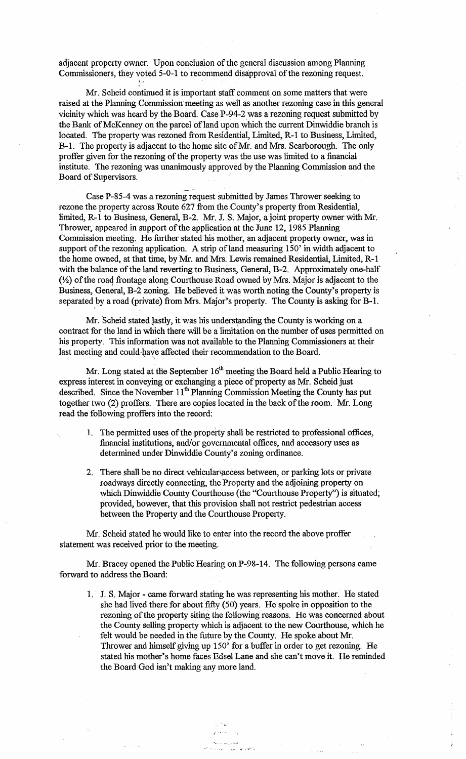adjacent property owner. Upon conclusion of the general discussion among Planning Commissioners, they voted 5-0-1 to recommend disapproval of the rezoning request.

Mr. Scheid continued it is important staff comment on some matters that were raised at the Planning Commission meeting as well as another rezoning case in this general vicinity which was heard by the Board. Case P-94-2 was a rezoning request submitted by the Bank of McKenney on the parcel of land upon which the current Dinwiddie branch is located. The property was rezoned from Residential, Limited, R-1 to Business, Limited, B-1. The property is adjacent to the home site of Mr. and Mrs. Scarborough. The only proffer given for the rezoning of the property was the use was limited to a financial institute. The rezoning was unanimously approved by the Planning Commission and the Board of Supervisors.

Case P-85-4 was a rezoning request submitted by James Thrower seeking to rezone the property across Route 627 from the County's property from Residential, limited, R-1 to Business, General, B-2. Mr. J. S. Major, a joint property owner with Mr. Thrower, appeared in support of the application at the June 12, 1985 Planning Commission meeting. He further stated his mother, an adjacent property owner, was in support of the rezoning application. A strip of land measuring 150' in width adjacent to the home owned, at that time, by Mr. and Mrs. Lewis remained Residential, Limited, R-1 with the balance of the land reverting to Business, General, B-2. Approximately one-half (½) of the road frontage along Courthouse Road owned by Mrs. Major is adjacent to the Business, General, B-2 zoning. He believed it was worth noting the County's property is separated by a road (private) from Mrs. Major's property. The County is asking for B-1.

Mr. Scheid stated lastly, it was his understanding the County is working on a contract for the land in which there will be a limitation on the number of uses permitted on his property. This information was not available to the Planning Commissioners at their last meeting and could have affected their recommendation to the Board.

Mr. Long stated at the September 16th meeting the Board held a Public Hearing to express interest in conveying or exchanging a piece of property as Mr. Scheid just described. Since the November 11th Planning Commission Meeting the County has put together two (2) proffers. There are copies located in the back of the room. Mr. Long read the following proffers into the record:

1. The permitted uses of the property shall be restricted to professional offices, financial institutions, and/or governmental offices, and accessory uses as determined under Dinwiddie County's zoning ordinance.
2. There shall be no direct vehicular access between, or parking lots or private roadways directly connecting, the Property and the adjoining property on which Dinwiddie County Courthouse (the "Courthouse Property") is situated; provided, however, that this provision shall not restrict pedestrian access between the Property and the Courthouse Property.

Mr. Scheid stated he would like to enter into the record the above proffer statement was received prior to the meeting.

Mr. Bracey opened the Public Hearing on P-98-14. The following persons came forward to address the Board:

1. J. S. Major - came forward stating he was representing his mother. He stated she had lived there for about fifty (50) years. He spoke in opposition to the rezoning of the property siting the following reasons. He was concerned about the County selling property which is adjacent to the new Courthouse, which he felt would be needed in the future by the County. He spoke about Mr. Thrower and himself giving up 150' for a buffer in order to get rezoning. He stated his mother's home faces Edsel Lane and she can't move it. He reminded the Board God isn't making any more land.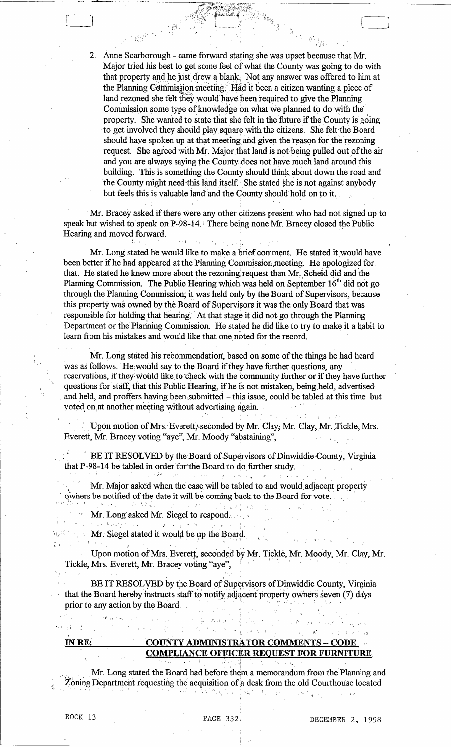2. Anne Scarborough - came forward stating she was upset because that Mr. Major tried his best to get some feel of what the County was going to do with that property and he just drew a blank. Not any answer was offered to him at the Planning Commission meeting. Had it been a citizen wanting a piece of land rezoned she felt they would have been required to give the Planning Commission some type of knowledge on what we planned to do with the property. She wanted to state that she felt in the future if the County is going to get involved they should play square with the citizens. She felt the Board should have spoken up at that meeting and given the reason for the rezoning request. She agreed with Mr. Major that land is not being pulled out of the air and you are always saying the County does not have much land around this building. This is something the County should think about down the road and the County might need this land itself. She stated she is not against anybody but feels this is valuable land and the County should hold on to it.

Mr. Bracey asked if there were any other citizens present who had not signed up to speak but wished to speak on P-98-14. There being none Mr. Bracey closed the Public Hearing and moved forward.

Mr. Long stated he would like to make a brief comment. He stated it would have been better if he had appeared at the Planning Commission meeting. He apologized for that. He stated he knew more about the rezoning request than Mr. Scheid did and the Planning Commission. The Public Hearing which was held on September 16th did not go through the Planning Commission; it was held only by the Board of Supervisors, because this property was owned by the Board of Supervisors it was the only Board that was responsible for holding that hearing. At that stage it did not go through the Planning Department or the Planning Commission. He stated he did like to try to make it a habit to learn from his mistakes and would like that one noted for the record.

Mr. Long stated his recommendation, based on some of the things he had heard was as follows. He would say to the Board if they have further questions, any reservations, if they would like to check with the community further or if they have further questions for staff, that this Public Hearing, if he is not mistaken, being held, advertised and held, and proffers having been submitted – this issue, could be tabled at this time but voted on at another meeting without advertising again.

Upon motion of Mrs. Everett, seconded by Mr. Clay, Mr. Clay, Mr. Tickle, Mrs. Everett, Mr. Bracey voting "aye", Mr. Moody "abstaining",

BE IT RESOLVED by the Board of Supervisors of Dinwiddie County, Virginia that P-98-14 be tabled in order for the Board to do further study.

Mr. Major asked when the case will be tabled to and would adjacent property owners be notified of the date it will be coming back to the Board for vote...

Mr. Long asked Mr. Siegel to respond.

Mr. Siegel stated it would be up the Board.

Upon motion of Mrs. Everett, seconded by Mr. Tickle, Mr. Moody, Mr. Clay, Mr. Tickle, Mrs. Everett, Mr. Bracey voting "aye",

BE IT RESOLVED by the Board of Supervisors of Dinwiddie County, Virginia that the Board hereby instructs staff to notify adjacent property owners seven (7) days prior to any action by the Board.

**IN RE: COUNTY ADMINISTRATOR COMMENTS – CODE COMPLIANCE OFFICER REQUEST FOR FURNITURE**

Mr. Long stated the Board had before them a memorandum from the Planning and Zoning Department requesting the acquisition of a desk from the old Courthouse located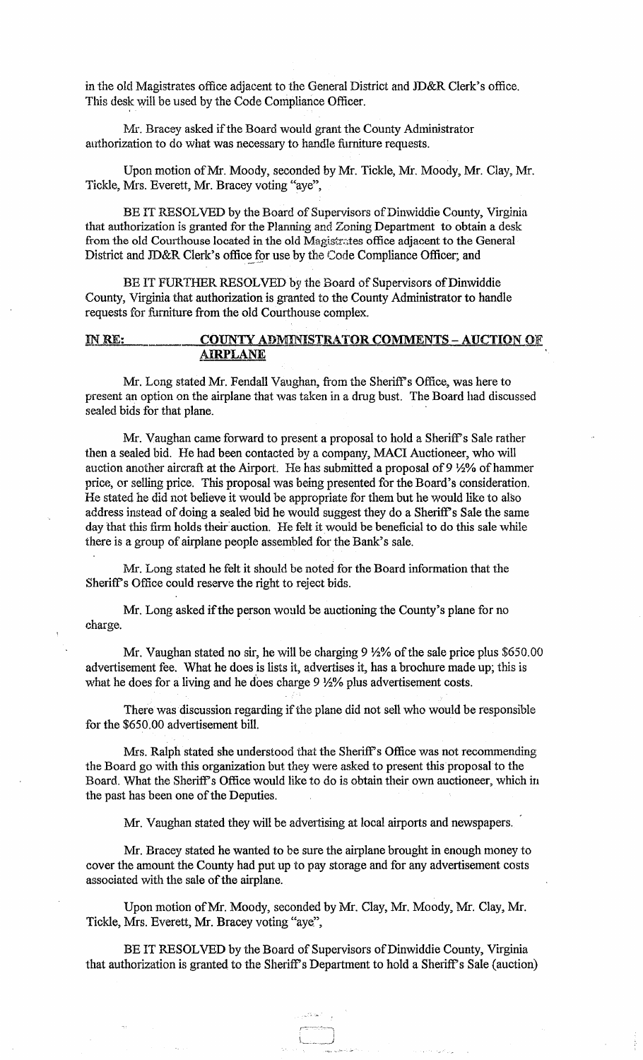in the old Magistrates office adjacent to the General District and JD&R Clerk's office. This desk will be used by the Code Compliance Officer.

Mr. Bracey asked if the Board would grant the County Administrator authorization to do what was necessary to handle furniture requests.

Upon motion of Mr. Moody, seconded by Mr. Tickle, Mr. Moody, Mr. Clay, Mr. Tickle, Mrs. Everett, Mr. Bracey voting "aye",

BE IT RESOLVED by the Board of Supervisors of Dinwiddie County, Virginia that authorization is granted for the Planning and Zoning Department to obtain a desk from the old Courthouse located in the old Magistrates office adjacent to the General District and JD&R Clerk's office for use by the Code Compliance Officer; and

BE IT FURTHER RESOLVED by the Board of Supervisors of Dinwiddie County, Virginia that authorization is granted to the County Administrator to handle requests for furniture from the old Courthouse complex.

**IN RE: COUNTY ADMINISTRATOR COMMENTS – AUCTION OF AIRPLANE**

Mr. Long stated Mr. Fendall Vaughan, from the Sheriff's Office, was here to present an option on the airplane that was taken in a drug bust. The Board had discussed sealed bids for that plane.

Mr. Vaughan came forward to present a proposal to hold a Sheriff's Sale rather then a sealed bid. He had been contacted by a company, MACI Auctioneer, who will auction another aircraft at the Airport. He has submitted a proposal of 9 ½% of hammer price, or selling price. This proposal was being presented for the Board's consideration. He stated he did not believe it would be appropriate for them but he would like to also address instead of doing a sealed bid he would suggest they do a Sheriff's Sale the same day that this firm holds their auction. He felt it would be beneficial to do this sale while there is a group of airplane people assembled for the Bank's sale.

Mr. Long stated he felt it should be noted for the Board information that the Sheriff's Office could reserve the right to reject bids.

Mr. Long asked if the person would be auctioning the County's plane for no charge.

Mr. Vaughan stated no sir, he will be charging 9 ½% of the sale price plus $650.00 advertisement fee. What he does is lists it, advertises it, has a brochure made up; this is what he does for a living and he does charge 9 ½% plus advertisement costs.

There was discussion regarding if the plane did not sell who would be responsible for the $650.00 advertisement bill.

Mrs. Ralph stated she understood that the Sheriff's Office was not recommending the Board go with this organization but they were asked to present this proposal to the Board. What the Sheriff's Office would like to do is obtain their own auctioneer, which in the past has been one of the Deputies.

Mr. Vaughan stated they will be advertising at local airports and newspapers.

Mr. Bracey stated he wanted to be sure the airplane brought in enough money to cover the amount the County had put up to pay storage and for any advertisement costs associated with the sale of the airplane.

Upon motion of Mr. Moody, seconded by Mr. Clay, Mr. Moody, Mr. Clay, Mr. Tickle, Mrs. Everett, Mr. Bracey voting "aye",

BE IT RESOLVED by the Board of Supervisors of Dinwiddie County, Virginia that authorization is granted to the Sheriff's Department to hold a Sheriff's Sale (auction)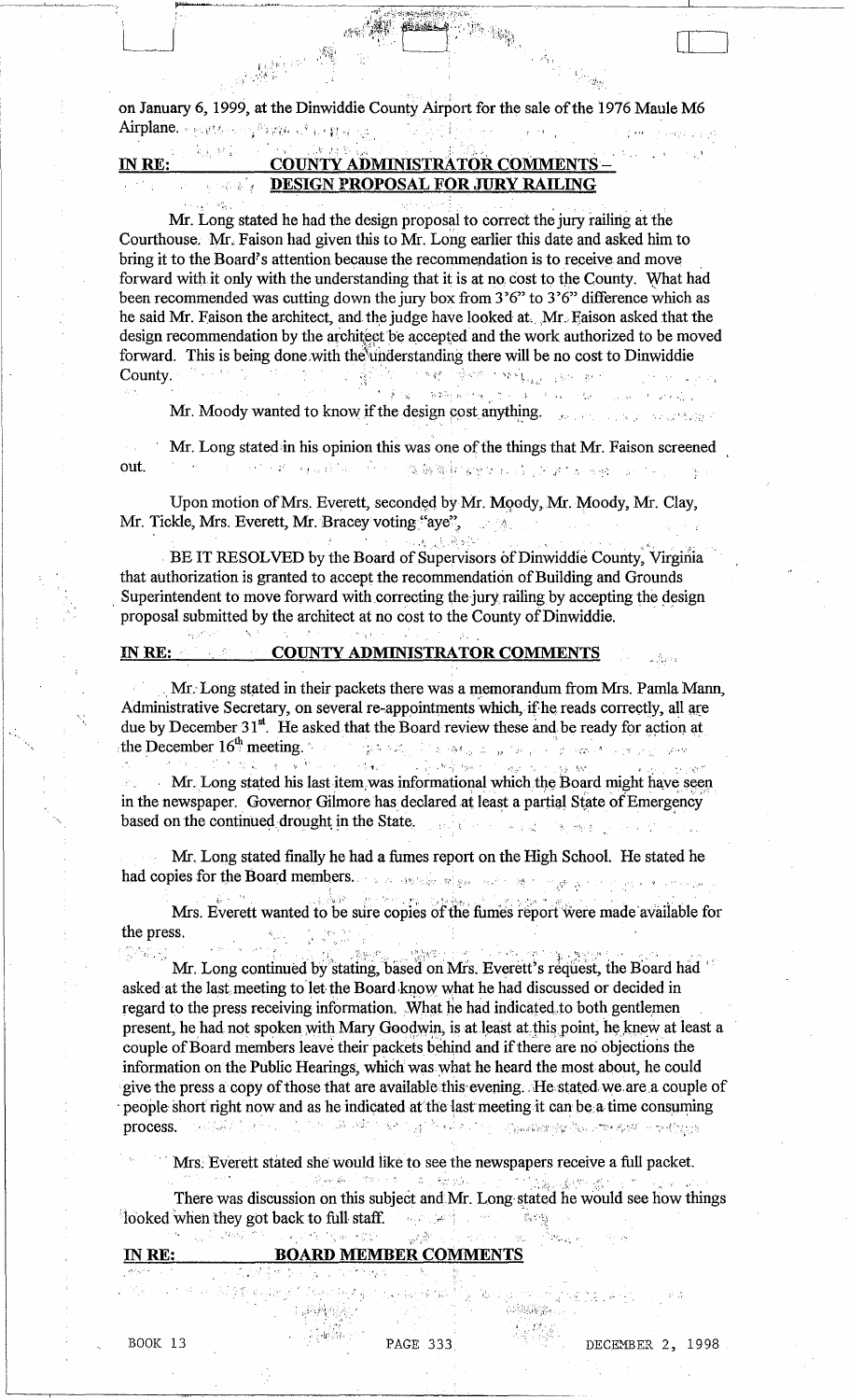on January 6, 1999, at the Dinwiddie County Airport for the sale of the 1976 Maule M6 Airplane.

**IN RE: COUNTY ADMINISTRATOR COMMENTS – DESIGN PROPOSAL FOR JURY RAILING**

Mr. Long stated he had the design proposal to correct the jury railing at the Courthouse. Mr. Faison had given this to Mr. Long earlier this date and asked him to bring it to the Board's attention because the recommendation is to receive and move forward with it only with the understanding that it is at no cost to the County. What had been recommended was cutting down the jury box from 3'6" to 3'6" difference which as he said Mr. Faison the architect, and the judge have looked at. Mr. Faison asked that the design recommendation by the architect be accepted and the work authorized to be moved forward. This is being done with the understanding there will be no cost to Dinwiddie County.

Mr. Moody wanted to know if the design cost anything.

Mr. Long stated in his opinion this was one of the things that Mr. Faison screened out.

Upon motion of Mrs. Everett, seconded by Mr. Moody, Mr. Moody, Mr. Clay, Mr. Tickle, Mrs. Everett, Mr. Bracey voting "aye",

BE IT RESOLVED by the Board of Supervisors of Dinwiddie County, Virginia that authorization is granted to accept the recommendation of Building and Grounds Superintendent to move forward with correcting the jury railing by accepting the design proposal submitted by the architect at no cost to the County of Dinwiddie.

**IN RE: COUNTY ADMINISTRATOR COMMENTS**

Mr. Long stated in their packets there was a memorandum from Mrs. Pamla Mann, Administrative Secretary, on several re-appointments which, if he reads correctly, all are due by December 31st. He asked that the Board review these and be ready for action at the December 16th meeting.

Mr. Long stated his last item was informational which the Board might have seen in the newspaper. Governor Gilmore has declared at least a partial State of Emergency based on the continued drought in the State.

Mr. Long stated finally he had a fumes report on the High School. He stated he had copies for the Board members.

Mrs. Everett wanted to be sure copies of the fumes report were made available for the press.

Mr. Long continued by stating, based on Mrs. Everett's request, the Board had asked at the last meeting to let the Board know what he had discussed or decided in regard to the press receiving information. What he had indicated to both gentlemen present, he had not spoken with Mary Goodwin, is at least at this point, he knew at least a couple of Board members leave their packets behind and if there are no objections the information on the Public Hearings, which was what he heard the most about, he could give the press a copy of those that are available this evening. He stated we are a couple of people short right now and as he indicated at the last meeting it can be a time consuming process.

Mrs. Everett stated she would like to see the newspapers receive a full packet.

There was discussion on this subject and Mr. Long stated he would see how things looked when they got back to full staff.

**IN RE: BOARD MEMBER COMMENTS**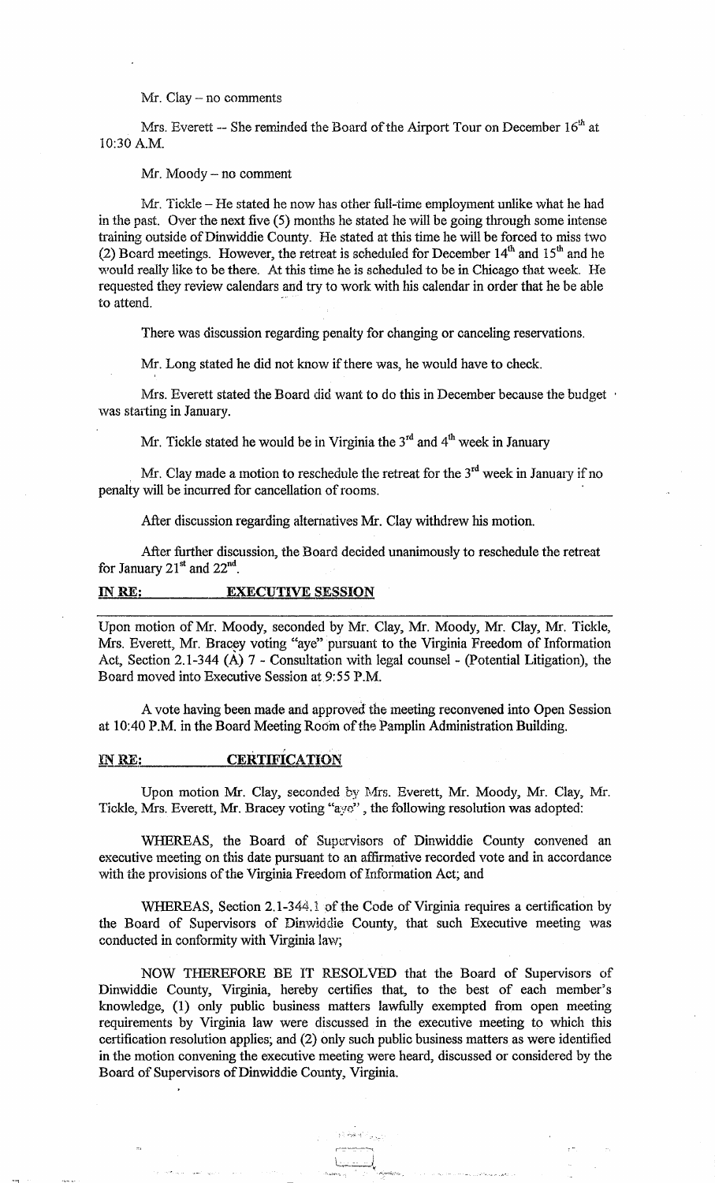Mr. Clay – no comments

Mrs. Everett -- She reminded the Board of the Airport Tour on December 16th at 10:30 A.M.

Mr. Moody – no comment

Mr. Tickle – He stated he now has other full-time employment unlike what he had in the past. Over the next five (5) months he stated he will be going through some intense training outside of Dinwiddie County. He stated at this time he will be forced to miss two (2) Board meetings. However, the retreat is scheduled for December 14th and 15th and he would really like to be there. At this time he is scheduled to be in Chicago that week. He requested they review calendars and try to work with his calendar in order that he be able to attend.

There was discussion regarding penalty for changing or canceling reservations.

Mr. Long stated he did not know if there was, he would have to check.

Mrs. Everett stated the Board did want to do this in December because the budget was starting in January.

Mr. Tickle stated he would be in Virginia the 3rd and 4th week in January

Mr. Clay made a motion to reschedule the retreat for the 3rd week in January if no penalty will be incurred for cancellation of rooms.

After discussion regarding alternatives Mr. Clay withdrew his motion.

After further discussion, the Board decided unanimously to reschedule the retreat for January 21st and 22nd.

**IN RE: EXECUTIVE SESSION**

Upon motion of Mr. Moody, seconded by Mr. Clay, Mr. Moody, Mr. Clay, Mr. Tickle, Mrs. Everett, Mr. Bracey voting "aye" pursuant to the Virginia Freedom of Information Act, Section 2.1-344 (A) 7 - Consultation with legal counsel - (Potential Litigation), the Board moved into Executive Session at 9:55 P.M.

A vote having been made and approved the meeting reconvened into Open Session at 10:40 P.M. in the Board Meeting Room of the Pamplin Administration Building.

**IN RE: CERTIFICATION**

Upon motion Mr. Clay, seconded by Mrs. Everett, Mr. Moody, Mr. Clay, Mr. Tickle, Mrs. Everett, Mr. Bracey voting "aye", the following resolution was adopted:

WHEREAS, the Board of Supervisors of Dinwiddie County convened an executive meeting on this date pursuant to an affirmative recorded vote and in accordance with the provisions of the Virginia Freedom of Information Act; and

WHEREAS, Section 2.1-344.1 of the Code of Virginia requires a certification by the Board of Supervisors of Dinwiddie County, that such Executive meeting was conducted in conformity with Virginia law;

NOW THEREFORE BE IT RESOLVED that the Board of Supervisors of Dinwiddie County, Virginia, hereby certifies that, to the best of each member's knowledge, (1) only public business matters lawfully exempted from open meeting requirements by Virginia law were discussed in the executive meeting to which this certification resolution applies; and (2) only such public business matters as were identified in the motion convening the executive meeting were heard, discussed or considered by the Board of Supervisors of Dinwiddie County, Virginia.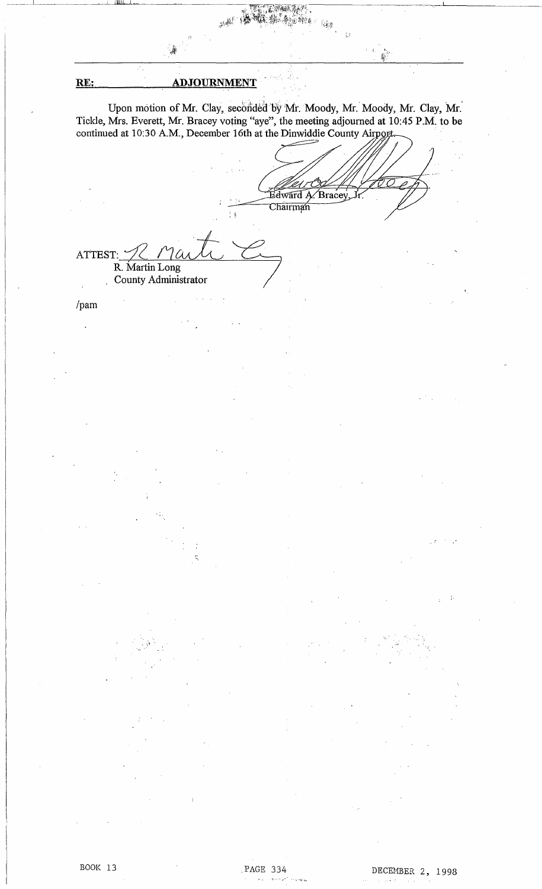**RE: ADJOURNMENT**

Upon motion of Mr. Clay, seconded by Mr. Moody, Mr. Moody, Mr. Clay, Mr. Tickle, Mrs. Everett, Mr. Bracey voting "aye", the meeting adjourned at 10:45 P.M. to be continued at 10:30 A.M., December 16th at the Dinwiddie County Airport.

Edward A. Bracey, Jr.
Chairman

ATTEST:
R. Martin Long
County Administrator

/pam